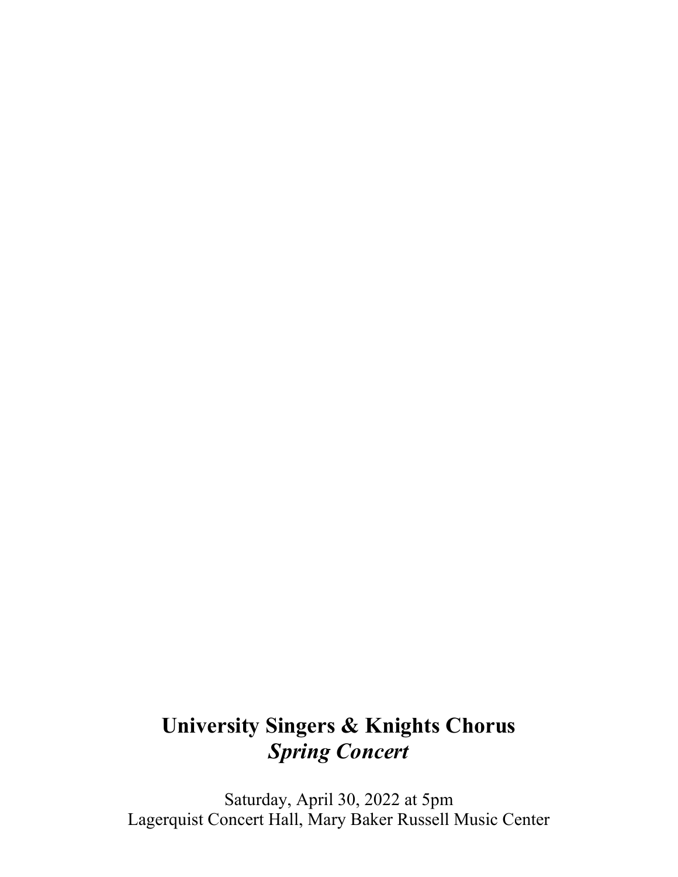# University Singers & Knights Chorus

## *Spring Concert*

Saturday, April 30, 2022 at 5pm
Lagerquist Concert Hall, Mary Baker Russell Music Center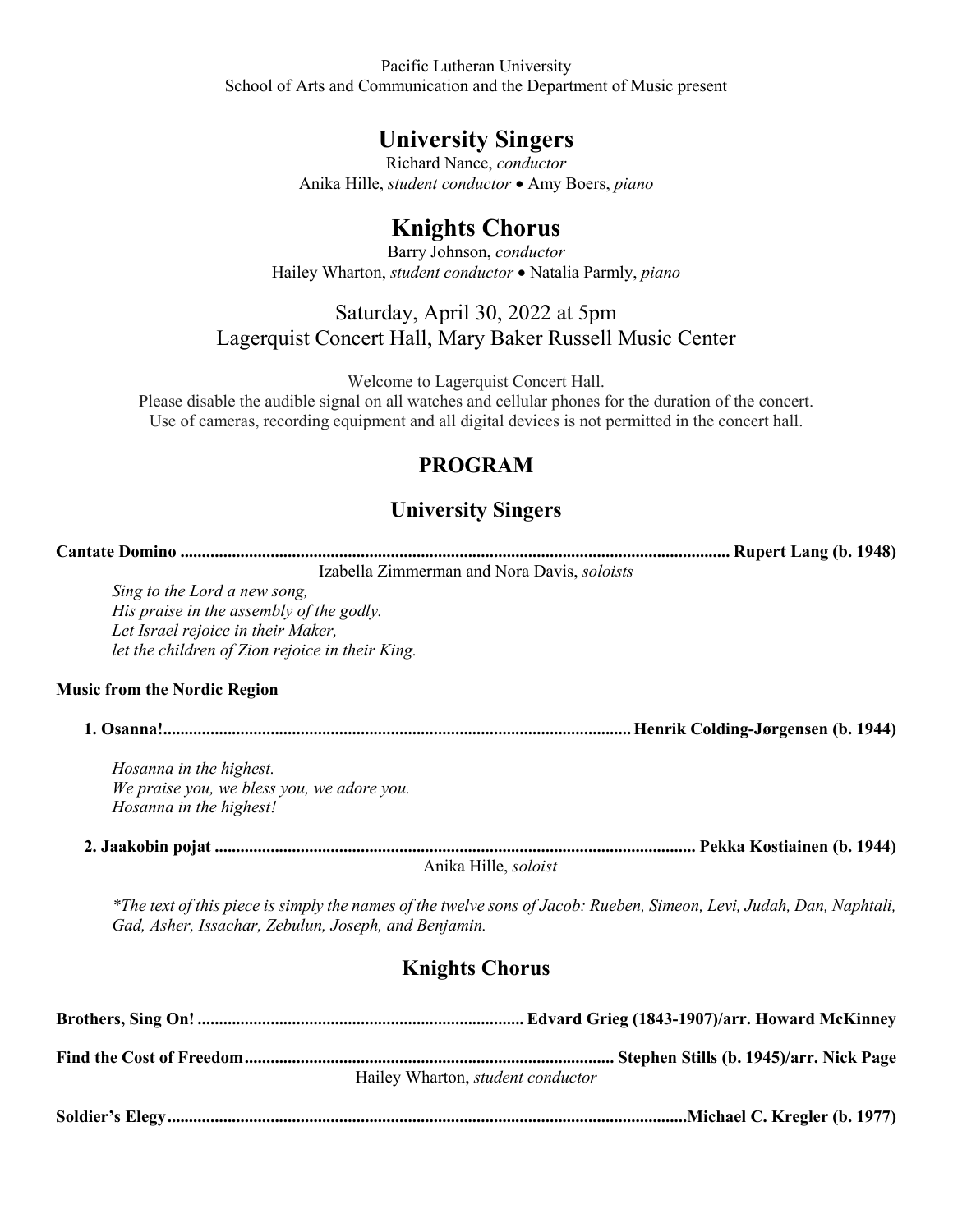Pacific Lutheran University
School of Arts and Communication and the Department of Music present

# University Singers

Richard Nance, *conductor*
Anika Hille, *student conductor* • Amy Boers, *piano*

# Knights Chorus

Barry Johnson, *conductor*
Hailey Wharton, *student conductor* • Natalia Parmly, *piano*

Saturday, April 30, 2022 at 5pm
Lagerquist Concert Hall, Mary Baker Russell Music Center

Welcome to Lagerquist Concert Hall.
Please disable the audible signal on all watches and cellular phones for the duration of the concert.
Use of cameras, recording equipment and all digital devices is not permitted in the concert hall.

## PROGRAM

## University Singers

**Cantate Domino ........................................ Rupert Lang (b. 1948)**

Izabella Zimmerman and Nora Davis, *soloists*

*Sing to the Lord a new song,*
*His praise in the assembly of the godly.*
*Let Israel rejoice in their Maker,*
*let the children of Zion rejoice in their King.*

**Music from the Nordic Region**

**1. Osanna! ........................................ Henrik Colding-Jørgensen (b. 1944)**

*Hosanna in the highest.*
*We praise you, we bless you, we adore you.*
*Hosanna in the highest!*

**2. Jaakobin pojat ........................................ Pekka Kostiainen (b. 1944)**

Anika Hille, *soloist*

*\*The text of this piece is simply the names of the twelve sons of Jacob: Rueben, Simeon, Levi, Judah, Dan, Naphtali, Gad, Asher, Issachar, Zebulun, Joseph, and Benjamin.*

## Knights Chorus

**Brothers, Sing On! ........................................ Edvard Grieg (1843-1907)/arr. Howard McKinney**

**Find the Cost of Freedom ........................................ Stephen Stills (b. 1945)/arr. Nick Page**

Hailey Wharton, *student conductor*

**Soldier's Elegy ........................................ Michael C. Kregler (b. 1977)**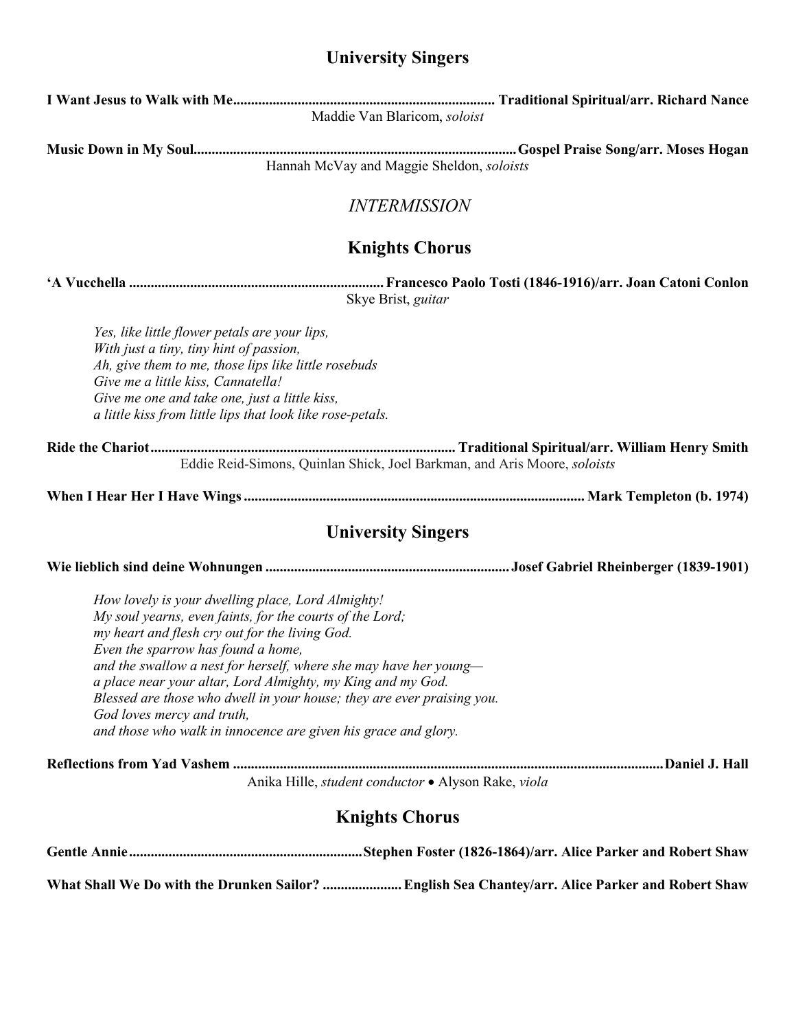## University Singers

**I Want Jesus to Walk with Me**........................................................................ **Traditional Spiritual/arr. Richard Nance**
Maddie Van Blaricom, *soloist*

**Music Down in My Soul**.........................................................................................**Gospel Praise Song/arr. Moses Hogan**
Hannah McVay and Maggie Sheldon, *soloists*

### *INTERMISSION*

## Knights Chorus

**'A Vucchella** ......................................................................**Francesco Paolo Tosti (1846-1916)/arr. Joan Catoni Conlon**
Skye Brist, *guitar*

*Yes, like little flower petals are your lips,*
*With just a tiny, tiny hint of passion,*
*Ah, give them to me, those lips like little rosebuds*
*Give me a little kiss, Cannatella!*
*Give me one and take one, just a little kiss,*
*a little kiss from little lips that look like rose-petals.*

**Ride the Chariot**.................................................................................... **Traditional Spiritual/arr. William Henry Smith**
Eddie Reid-Simons, Quinlan Shick, Joel Barkman, and Aris Moore, *soloists*

**When I Hear Her I Have Wings**.............................................................................................. **Mark Templeton (b. 1974)**

## University Singers

**Wie lieblich sind deine Wohnungen** ...................................................................**Josef Gabriel Rheinberger (1839-1901)**

*How lovely is your dwelling place, Lord Almighty!*
*My soul yearns, even faints, for the courts of the Lord;*
*my heart and flesh cry out for the living God.*
*Even the sparrow has found a home,*
*and the swallow a nest for herself, where she may have her young—*
*a place near your altar, Lord Almighty, my King and my God.*
*Blessed are those who dwell in your house; they are ever praising you.*
*God loves mercy and truth,*
*and those who walk in innocence are given his grace and glory.*

**Reflections from Yad Vashem** ......................................................................................................................**Daniel J. Hall**
Anika Hille, *student conductor* • Alyson Rake, *viola*

## Knights Chorus

**Gentle Annie**.................................................................**Stephen Foster (1826-1864)/arr. Alice Parker and Robert Shaw**

**What Shall We Do with the Drunken Sailor?** ......................**English Sea Chantey/arr. Alice Parker and Robert Shaw**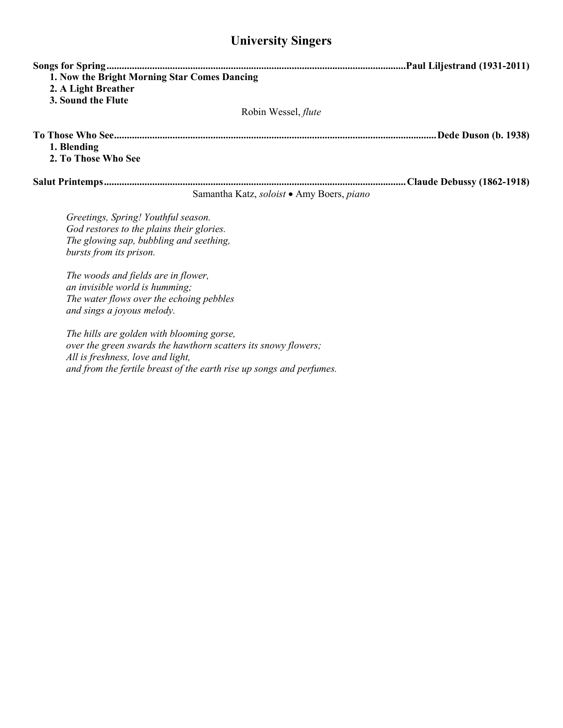## University Singers

**Songs for Spring** ............ **Paul Liljestrand (1931-2011)**

**1. Now the Bright Morning Star Comes Dancing**
**2. A Light Breather**
**3. Sound the Flute**

Robin Wessel, *flute*

**To Those Who See** ............ **Dede Duson (b. 1938)**

**1. Blending**
**2. To Those Who See**

**Salut Printemps** ............ **Claude Debussy (1862-1918)**

Samantha Katz, *soloist* • Amy Boers, *piano*

*Greetings, Spring! Youthful season.*
*God restores to the plains their glories.*
*The glowing sap, bubbling and seething,*
*bursts from its prison.*

*The woods and fields are in flower,*
*an invisible world is humming;*
*The water flows over the echoing pebbles*
*and sings a joyous melody.*

*The hills are golden with blooming gorse,*
*over the green swards the hawthorn scatters its snowy flowers;*
*All is freshness, love and light,*
*and from the fertile breast of the earth rise up songs and perfumes.*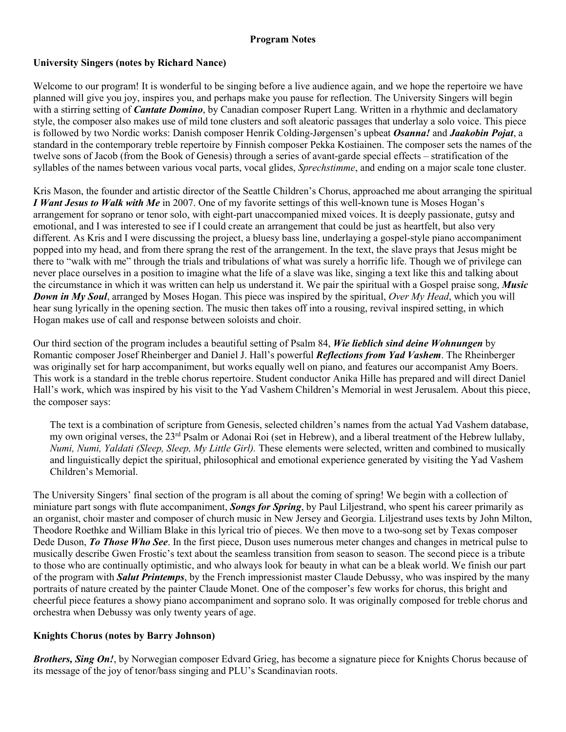## Program Notes

### University Singers (notes by Richard Nance)

Welcome to our program! It is wonderful to be singing before a live audience again, and we hope the repertoire we have planned will give you joy, inspires you, and perhaps make you pause for reflection. The University Singers will begin with a stirring setting of ***Cantate Domino***, by Canadian composer Rupert Lang. Written in a rhythmic and declamatory style, the composer also makes use of mild tone clusters and soft aleatoric passages that underlay a solo voice. This piece is followed by two Nordic works: Danish composer Henrik Colding-Jørgensen's upbeat ***Osanna!*** and ***Jaakobin Pojat***, a standard in the contemporary treble repertoire by Finnish composer Pekka Kostiainen. The composer sets the names of the twelve sons of Jacob (from the Book of Genesis) through a series of avant-garde special effects – stratification of the syllables of the names between various vocal parts, vocal glides, *Sprechstimme*, and ending on a major scale tone cluster.

Kris Mason, the founder and artistic director of the Seattle Children's Chorus, approached me about arranging the spiritual ***I Want Jesus to Walk with Me*** in 2007. One of my favorite settings of this well-known tune is Moses Hogan's arrangement for soprano or tenor solo, with eight-part unaccompanied mixed voices. It is deeply passionate, gutsy and emotional, and I was interested to see if I could create an arrangement that could be just as heartfelt, but also very different. As Kris and I were discussing the project, a bluesy bass line, underlaying a gospel-style piano accompaniment popped into my head, and from there sprang the rest of the arrangement. In the text, the slave prays that Jesus might be there to "walk with me" through the trials and tribulations of what was surely a horrific life. Though we of privilege can never place ourselves in a position to imagine what the life of a slave was like, singing a text like this and talking about the circumstance in which it was written can help us understand it. We pair the spiritual with a Gospel praise song, ***Music Down in My Soul***, arranged by Moses Hogan. This piece was inspired by the spiritual, *Over My Head*, which you will hear sung lyrically in the opening section. The music then takes off into a rousing, revival inspired setting, in which Hogan makes use of call and response between soloists and choir.

Our third section of the program includes a beautiful setting of Psalm 84, ***Wie lieblich sind deine Wohnungen*** by Romantic composer Josef Rheinberger and Daniel J. Hall's powerful ***Reflections from Yad Vashem***. The Rheinberger was originally set for harp accompaniment, but works equally well on piano, and features our accompanist Amy Boers. This work is a standard in the treble chorus repertoire. Student conductor Anika Hille has prepared and will direct Daniel Hall's work, which was inspired by his visit to the Yad Vashem Children's Memorial in west Jerusalem. About this piece, the composer says:

> The text is a combination of scripture from Genesis, selected children's names from the actual Yad Vashem database, my own original verses, the 23rd Psalm or Adonai Roi (set in Hebrew), and a liberal treatment of the Hebrew lullaby, *Numi, Numi, Yaldati (Sleep, Sleep, My Little Girl).* These elements were selected, written and combined to musically and linguistically depict the spiritual, philosophical and emotional experience generated by visiting the Yad Vashem Children's Memorial.

The University Singers' final section of the program is all about the coming of spring! We begin with a collection of miniature part songs with flute accompaniment, ***Songs for Spring***, by Paul Liljestrand, who spent his career primarily as an organist, choir master and composer of church music in New Jersey and Georgia. Liljestrand uses texts by John Milton, Theodore Roethke and William Blake in this lyrical trio of pieces. We then move to a two-song set by Texas composer Dede Duson, ***To Those Who See***. In the first piece, Duson uses numerous meter changes and changes in metrical pulse to musically describe Gwen Frostic's text about the seamless transition from season to season. The second piece is a tribute to those who are continually optimistic, and who always look for beauty in what can be a bleak world. We finish our part of the program with ***Salut Printemps***, by the French impressionist master Claude Debussy, who was inspired by the many portraits of nature created by the painter Claude Monet. One of the composer's few works for chorus, this bright and cheerful piece features a showy piano accompaniment and soprano solo. It was originally composed for treble chorus and orchestra when Debussy was only twenty years of age.

### Knights Chorus (notes by Barry Johnson)

***Brothers, Sing On!***, by Norwegian composer Edvard Grieg, has become a signature piece for Knights Chorus because of its message of the joy of tenor/bass singing and PLU's Scandinavian roots.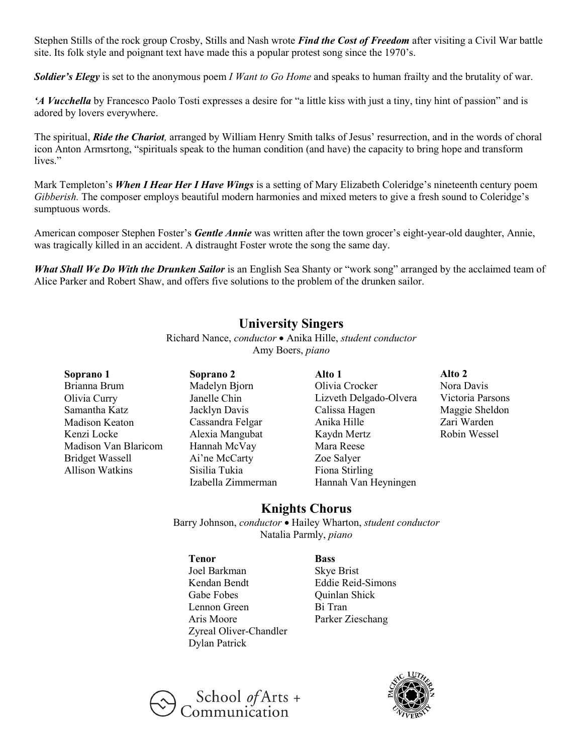Stephen Stills of the rock group Crosby, Stills and Nash wrote ***Find the Cost of Freedom*** after visiting a Civil War battle site. Its folk style and poignant text have made this a popular protest song since the 1970's.

***Soldier's Elegy*** is set to the anonymous poem *I Want to Go Home* and speaks to human frailty and the brutality of war.

***'A Vucchella*** by Francesco Paolo Tosti expresses a desire for "a little kiss with just a tiny, tiny hint of passion" and is adored by lovers everywhere.

The spiritual, ***Ride the Chariot,*** arranged by William Henry Smith talks of Jesus' resurrection, and in the words of choral icon Anton Armsrtong, "spirituals speak to the human condition (and have) the capacity to bring hope and transform lives."

Mark Templeton's ***When I Hear Her I Have Wings*** is a setting of Mary Elizabeth Coleridge's nineteenth century poem *Gibberish.* The composer employs beautiful modern harmonies and mixed meters to give a fresh sound to Coleridge's sumptuous words.

American composer Stephen Foster's ***Gentle Annie*** was written after the town grocer's eight-year-old daughter, Annie, was tragically killed in an accident. A distraught Foster wrote the song the same day.

***What Shall We Do With the Drunken Sailor*** is an English Sea Shanty or "work song" arranged by the acclaimed team of Alice Parker and Robert Shaw, and offers five solutions to the problem of the drunken sailor.

## University Singers

Richard Nance, *conductor* • Anika Hille, *student conductor*
Amy Boers, *piano*

**Soprano 1**
Brianna Brum
Olivia Curry
Samantha Katz
Madison Keaton
Kenzi Locke
Madison Van Blaricom
Bridget Wassell
Allison Watkins

**Soprano 2**
Madelyn Bjorn
Janelle Chin
Jacklyn Davis
Cassandra Felgar
Alexia Mangubat
Hannah McVay
Ai'ne McCarty
Sisilia Tukia
Izabella Zimmerman

**Alto 1**
Olivia Crocker
Lizveth Delgado-Olvera
Calissa Hagen
Anika Hille
Kaydn Mertz
Mara Reese
Zoe Salyer
Fiona Stirling
Hannah Van Heyningen

**Alto 2**
Nora Davis
Victoria Parsons
Maggie Sheldon
Zari Warden
Robin Wessel

## Knights Chorus

Barry Johnson, *conductor* • Hailey Wharton, *student conductor*
Natalia Parmly, *piano*

**Tenor**
Joel Barkman
Kendan Bendt
Gabe Fobes
Lennon Green
Aris Moore
Zyreal Oliver-Chandler
Dylan Patrick

**Bass**
Skye Brist
Eddie Reid-Simons
Quinlan Shick
Bi Tran
Parker Zieschang

School *of* Arts + Communication

Pacific Lutheran University